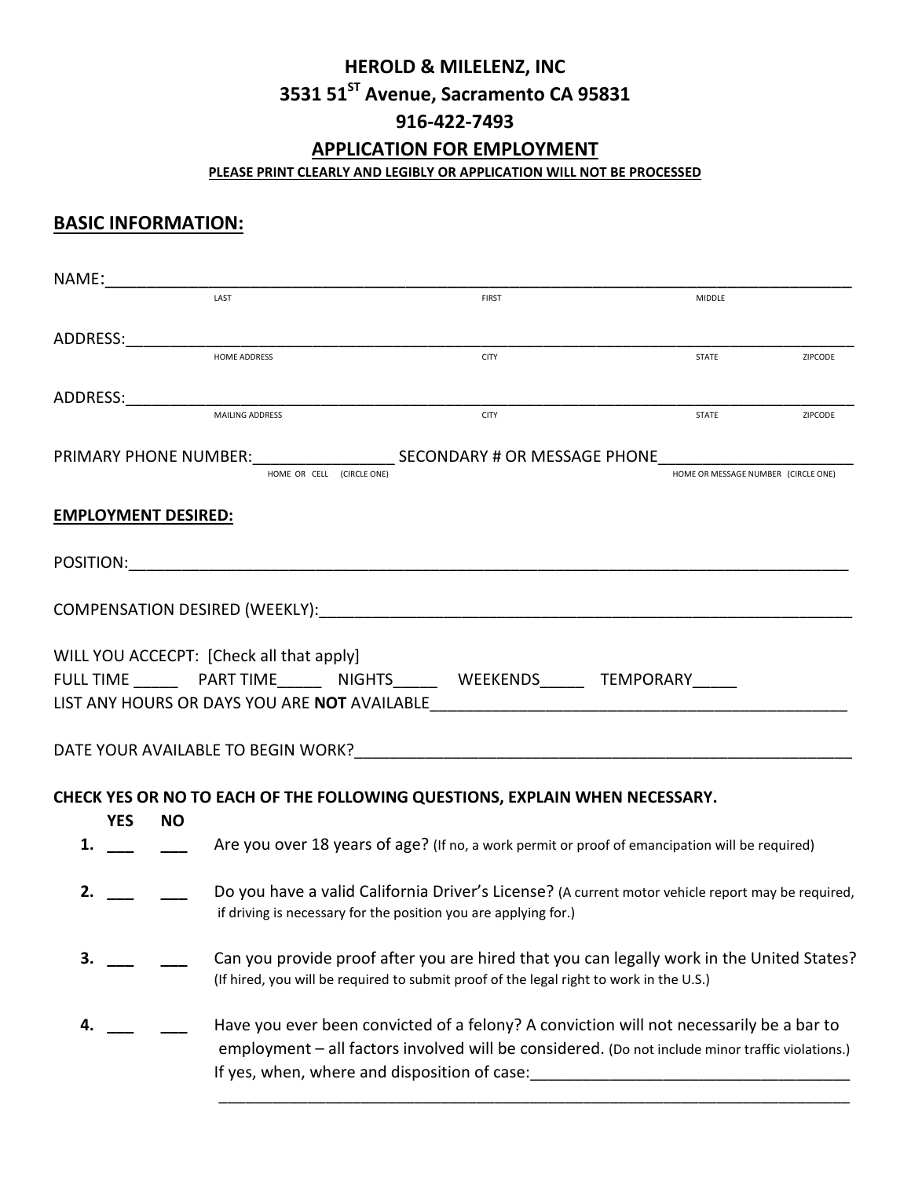# HEROLD & MILELENZ, INC

**3531 51ST Avenue, Sacramento CA 95831**

**916-422-7493**

## APPLICATION FOR EMPLOYMENT

**PLEASE PRINT CLEARLY AND LEGIBLY OR APPLICATION WILL NOT BE PROCESSED**

## BASIC INFORMATION:

NAME:______________________________________________________________________________
LAST FIRST MIDDLE

ADDRESS:____________________________________________________________________________
HOME ADDRESS CITY STATE ZIPCODE

ADDRESS:____________________________________________________________________________
MAILING ADDRESS CITY STATE ZIPCODE

PRIMARY PHONE NUMBER:________________ SECONDARY # OR MESSAGE PHONE______________________
HOME OR CELL (CIRCLE ONE) HOME OR MESSAGE NUMBER (CIRCLE ONE)

**EMPLOYMENT DESIRED:**

POSITION:___________________________________________________________________________

COMPENSATION DESIRED (WEEKLY):______________________________________________________

WILL YOU ACCECPT: [Check all that apply]
FULL TIME _____ PART TIME_____ NIGHTS_____ WEEKENDS_____ TEMPORARY_____
LIST ANY HOURS OR DAYS YOU ARE **NOT** AVAILABLE_____________________________________________

DATE YOUR AVAILABLE TO BEGIN WORK?____________________________________________________

**CHECK YES OR NO TO EACH OF THE FOLLOWING QUESTIONS, EXPLAIN WHEN NECESSARY.**

| | YES | NO | |
|---|---|---|---|
| **1.** | ___ | ___ | Are you over 18 years of age? (If no, a work permit or proof of emancipation will be required) |
| **2.** | ___ | ___ | Do you have a valid California Driver's License? (A current motor vehicle report may be required, if driving is necessary for the position you are applying for.) |
| **3.** | ___ | ___ | Can you provide proof after you are hired that you can legally work in the United States? (If hired, you will be required to submit proof of the legal right to work in the U.S.) |
| **4.** | ___ | ___ | Have you ever been convicted of a felony? A conviction will not necessarily be a bar to employment – all factors involved will be considered. (Do not include minor traffic violations.) If yes, when, where and disposition of case:____________________________________ ______________________________________________________________________ |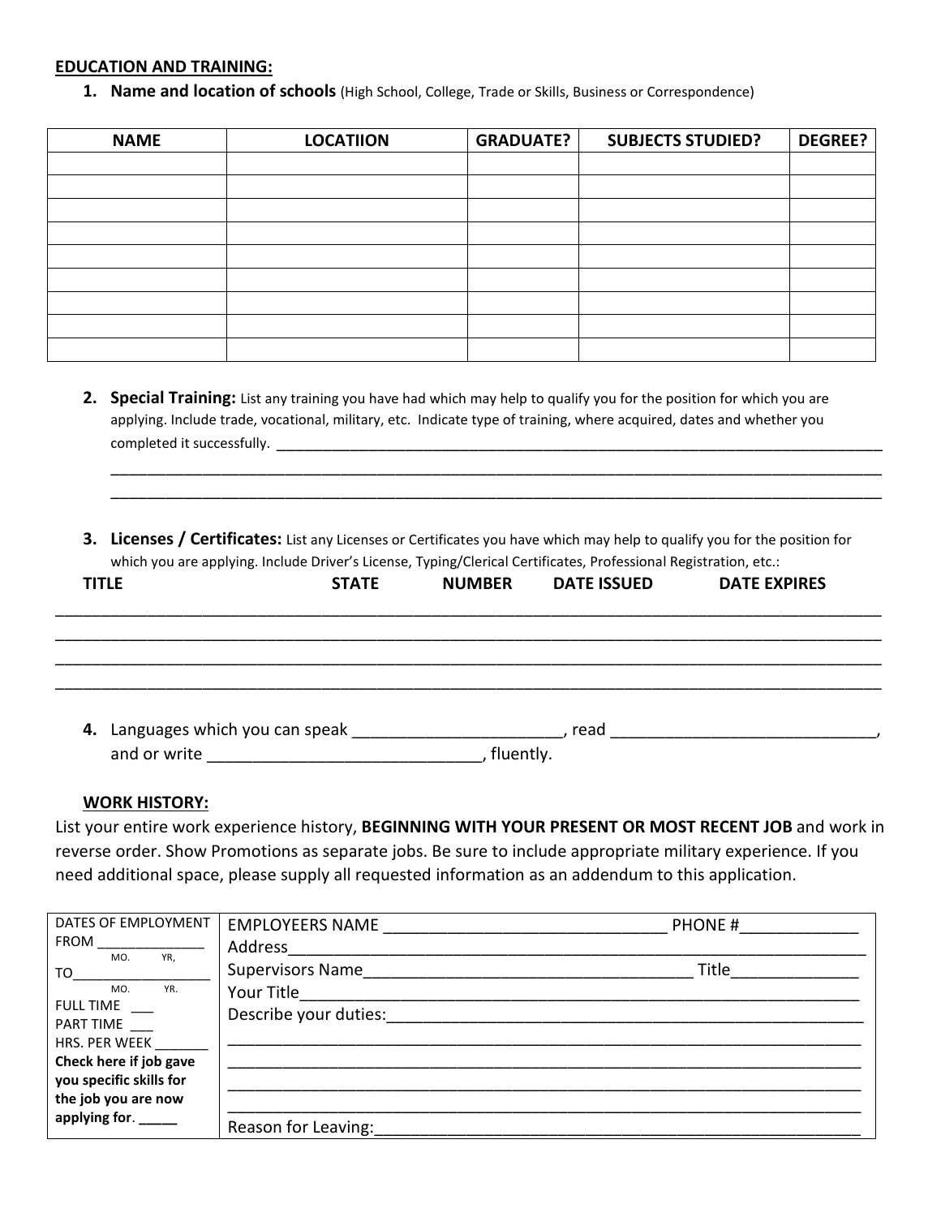**EDUCATION AND TRAINING:**

1. **Name and location of schools** (High School, College, Trade or Skills, Business or Correspondence)

| NAME | LOCATIION | GRADUATE? | SUBJECTS STUDIED? | DEGREE? |
|---|---|---|---|---|
| | | | | |
| | | | | |
| | | | | |
| | | | | |
| | | | | |
| | | | | |
| | | | | |
| | | | | |
| | | | | |

2. **Special Training:** List any training you have had which may help to qualify you for the position for which you are applying. Include trade, vocational, military, etc. Indicate type of training, where acquired, dates and whether you completed it successfully. ______________________________________________________________________________

______________________________________________________________________________

______________________________________________________________________________

3. **Licenses / Certificates:** List any Licenses or Certificates you have which may help to qualify you for the position for which you are applying. Include Driver's License, Typing/Clerical Certificates, Professional Registration, etc.:

**TITLE** **STATE** **NUMBER** **DATE ISSUED** **DATE EXPIRES**

______________________________________________________________________________

______________________________________________________________________________

______________________________________________________________________________

______________________________________________________________________________

4. Languages which you can speak ______________________, read ____________________________, and or write _____________________________, fluently.

**WORK HISTORY:**

List your entire work experience history, **BEGINNING WITH YOUR PRESENT OR MOST RECENT JOB** and work in reverse order. Show Promotions as separate jobs. Be sure to include appropriate military experience. If you need additional space, please supply all requested information as an addendum to this application.

| | |
|---|---|
| DATES OF EMPLOYMENT<br>FROM ______________<br>MO. YR,<br>TO__________________<br>MO. YR.<br>FULL TIME ___<br>PART TIME ___<br>HRS. PER WEEK _______<br>**Check here if job gave you specific skills for the job you are now applying for**. _____ | EMPLOYEERS NAME ______________________________ PHONE #_____________<br>Address_____________________________________________________________<br>Supervisors Name____________________________________ Title______________<br>Your Title____________________________________________________________<br>Describe your duties:___________________________________________________<br>______________________________________________________________________<br>______________________________________________________________________<br>______________________________________________________________________<br>______________________________________________________________________<br>Reason for Leaving:____________________________________________________ |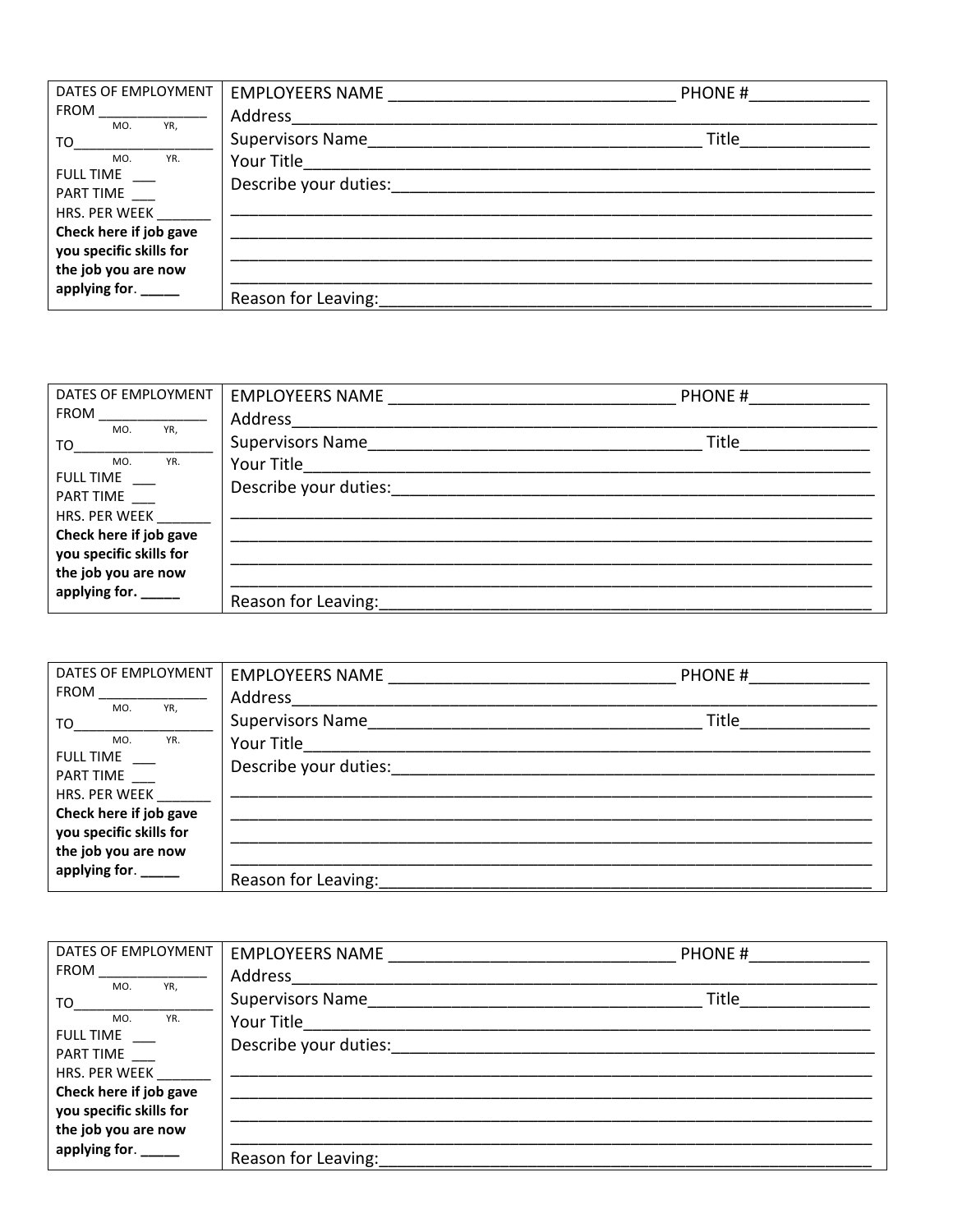| DATES OF EMPLOYMENT<br>FROM ______________<br>MO. YR,<br>TO__________________<br>MO. YR.<br>FULL TIME ___<br>PART TIME ___<br>HRS. PER WEEK _______<br>**Check here if job gave you specific skills for the job you are now applying for. _____** | EMPLOYEERS NAME _______________________________ PHONE #_____________<br>Address_____________________________________________________________________<br>Supervisors Name_____________________________________ Title______________<br>Your Title__________________________________________________________________<br>Describe your duties:_________________________________________________________<br>___________________________________________________________________________<br>___________________________________________________________________________<br>___________________________________________________________________________<br>___________________________________________________________________________<br>Reason for Leaving:__________________________________________________________ |
|---|---|

| DATES OF EMPLOYMENT<br>FROM ______________<br>MO. YR,<br>TO__________________<br>MO. YR.<br>FULL TIME ___<br>PART TIME ___<br>HRS. PER WEEK _______<br>**Check here if job gave you specific skills for the job you are now applying for. _____** | EMPLOYEERS NAME _______________________________ PHONE #_____________<br>Address_____________________________________________________________________<br>Supervisors Name_____________________________________ Title______________<br>Your Title__________________________________________________________________<br>Describe your duties:_________________________________________________________<br>___________________________________________________________________________<br>___________________________________________________________________________<br>___________________________________________________________________________<br>___________________________________________________________________________<br>Reason for Leaving:__________________________________________________________ |
|---|---|

| DATES OF EMPLOYMENT<br>FROM ______________<br>MO. YR,<br>TO__________________<br>MO. YR.<br>FULL TIME ___<br>PART TIME ___<br>HRS. PER WEEK _______<br>**Check here if job gave you specific skills for the job you are now applying for. _____** | EMPLOYEERS NAME _______________________________ PHONE #_____________<br>Address_____________________________________________________________________<br>Supervisors Name_____________________________________ Title______________<br>Your Title__________________________________________________________________<br>Describe your duties:_________________________________________________________<br>___________________________________________________________________________<br>___________________________________________________________________________<br>___________________________________________________________________________<br>___________________________________________________________________________<br>Reason for Leaving:__________________________________________________________ |
|---|---|

| DATES OF EMPLOYMENT<br>FROM ______________<br>MO. YR,<br>TO__________________<br>MO. YR.<br>FULL TIME ___<br>PART TIME ___<br>HRS. PER WEEK _______<br>**Check here if job gave you specific skills for the job you are now applying for. _____** | EMPLOYEERS NAME _______________________________ PHONE #_____________<br>Address_____________________________________________________________________<br>Supervisors Name_____________________________________ Title______________<br>Your Title__________________________________________________________________<br>Describe your duties:_________________________________________________________<br>___________________________________________________________________________<br>___________________________________________________________________________<br>___________________________________________________________________________<br>___________________________________________________________________________<br>Reason for Leaving:__________________________________________________________ |
|---|---|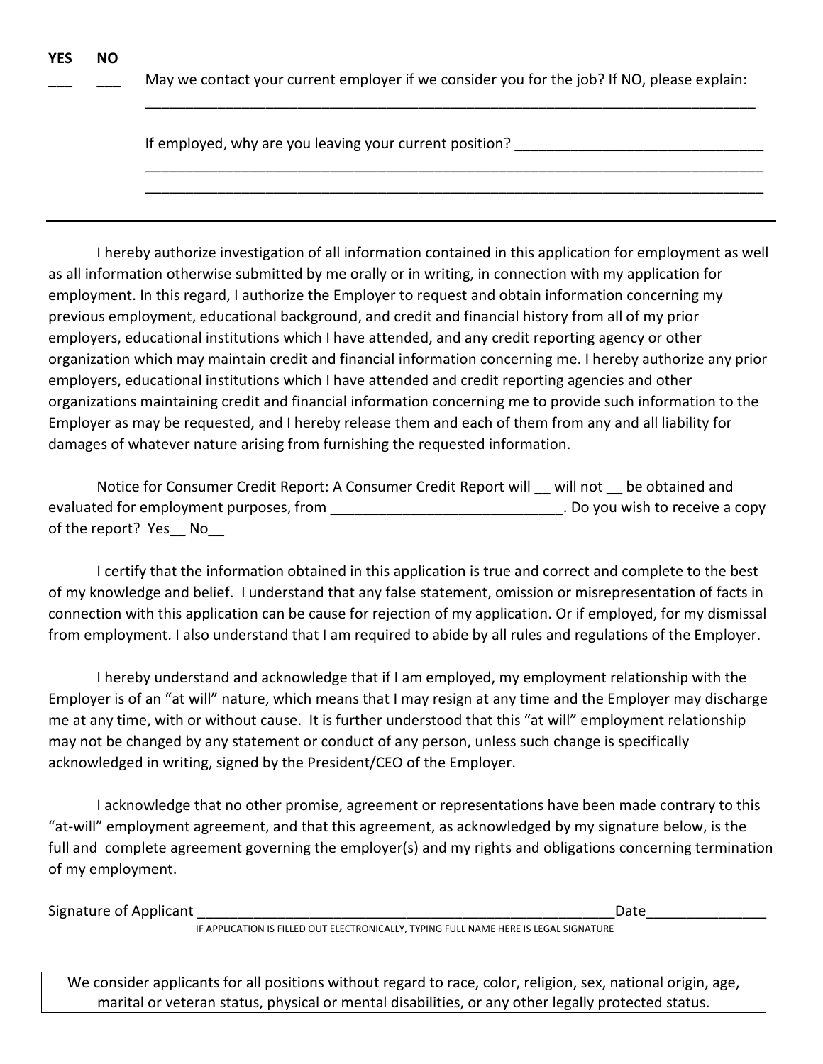**YES** **NO**

___ ___ May we contact your current employer if we consider you for the job? If NO, please explain:
________________________________________________________________________________

If employed, why are you leaving your current position? ______________________________
________________________________________________________________________________
________________________________________________________________________________

---

I hereby authorize investigation of all information contained in this application for employment as well as all information otherwise submitted by me orally or in writing, in connection with my application for employment. In this regard, I authorize the Employer to request and obtain information concerning my previous employment, educational background, and credit and financial history from all of my prior employers, educational institutions which I have attended, and any credit reporting agency or other organization which may maintain credit and financial information concerning me. I hereby authorize any prior employers, educational institutions which I have attended and credit reporting agencies and other organizations maintaining credit and financial information concerning me to provide such information to the Employer as may be requested, and I hereby release them and each of them from any and all liability for damages of whatever nature arising from furnishing the requested information.

Notice for Consumer Credit Report: A Consumer Credit Report will __ will not __ be obtained and evaluated for employment purposes, from _____________________________. Do you wish to receive a copy of the report? Yes__ No__

I certify that the information obtained in this application is true and correct and complete to the best of my knowledge and belief. I understand that any false statement, omission or misrepresentation of facts in connection with this application can be cause for rejection of my application. Or if employed, for my dismissal from employment. I also understand that I am required to abide by all rules and regulations of the Employer.

I hereby understand and acknowledge that if I am employed, my employment relationship with the Employer is of an "at will" nature, which means that I may resign at any time and the Employer may discharge me at any time, with or without cause. It is further understood that this "at will" employment relationship may not be changed by any statement or conduct of any person, unless such change is specifically acknowledged in writing, signed by the President/CEO of the Employer.

I acknowledge that no other promise, agreement or representations have been made contrary to this "at-will" employment agreement, and that this agreement, as acknowledged by my signature below, is the full and complete agreement governing the employer(s) and my rights and obligations concerning termination of my employment.

Signature of Applicant ________________________________________________________Date_______________

IF APPLICATION IS FILLED OUT ELECTRONICALLY, TYPING FULL NAME HERE IS LEGAL SIGNATURE

We consider applicants for all positions without regard to race, color, religion, sex, national origin, age, marital or veteran status, physical or mental disabilities, or any other legally protected status.